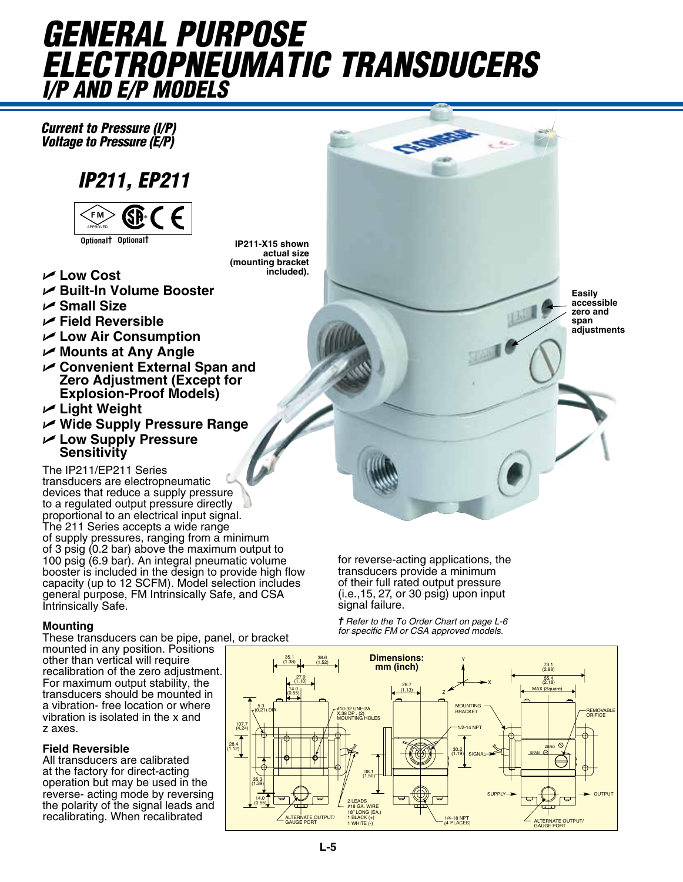# GENERAL PURPOSE ELECTROPNEUMATIC TRANSDUCERS

## I/P AND E/P MODELS

***Current to Pressure (I/P)***
***Voltage to Pressure (E/P)***

## *IP211, EP211*

Optional† Optional†

IP211-X15 shown actual size (mounting bracket included).

- ✔ Low Cost
- ✔ Built-In Volume Booster
- ✔ Small Size
- ✔ Field Reversible
- ✔ Low Air Consumption
- ✔ Mounts at Any Angle
- ✔ Convenient External Span and Zero Adjustment (Except for Explosion-Proof Models)
- ✔ Light Weight
- ✔ Wide Supply Pressure Range
- ✔ Low Supply Pressure Sensitivity

Easily accessible zero and span adjustments

The IP211/EP211 Series transducers are electropneumatic devices that reduce a supply pressure to a regulated output pressure directly proportional to an electrical input signal. The 211 Series accepts a wide range of supply pressures, ranging from a minimum of 3 psig (0.2 bar) above the maximum output to 100 psig (6.9 bar). An integral pneumatic volume booster is included in the design to provide high flow capacity (up to 12 SCFM). Model selection includes general purpose, FM Intrinsically Safe, and CSA Intrinsically Safe.

**Mounting**

These transducers can be pipe, panel, or bracket mounted in any position. Positions other than vertical will require recalibration of the zero adjustment. For maximum output stability, the transducers should be mounted in a vibration- free location or where vibration is isolated in the x and z axes.

**Field Reversible**

All transducers are calibrated at the factory for direct-acting operation but may be used in the reverse- acting mode by reversing the polarity of the signal leads and recalibrating. When recalibrated for reverse-acting applications, the transducers provide a minimum of their full rated output pressure (i.e.,15, 27, or 30 psig) upon input signal failure.

*† Refer to the To Order Chart on page L-6 for specific FM or CSA approved models.*

**Dimensions: mm (inch)**

35.1 (1.38); 38.6 (1.52); 27.9 (1.10); 14.0 (0.55); 5.3 (0.21) DIA; 107.7 (4.24); 28.4 (1.12); 35.3 (1.39); 14.0 (0.55); #10-32 UNF-2A X.38 DP. (2) MOUNTING HOLES; 38.1 (1.50); 2 LEADS #18 GA. WIRE 18" LONG (EA.) 1 BLACK (+) 1 WHITE (-); ALTERNATE OUTPUT/ GAUGE PORT; 28.7 (1.13); MOUNTING BRACKET; 1/2-14 NPT; 30.2 (1.19); SIGNAL; 1/4-18 NPT (4 PLACES); 73.1 (2.88); 55.4 (2.18) MAX (Square); REMOVABLE ORIFICE; ZERO; SPAN; SUPPLY; OUTPUT; ALTERNATE OUTPUT/ GAUGE PORT; X; Y; Z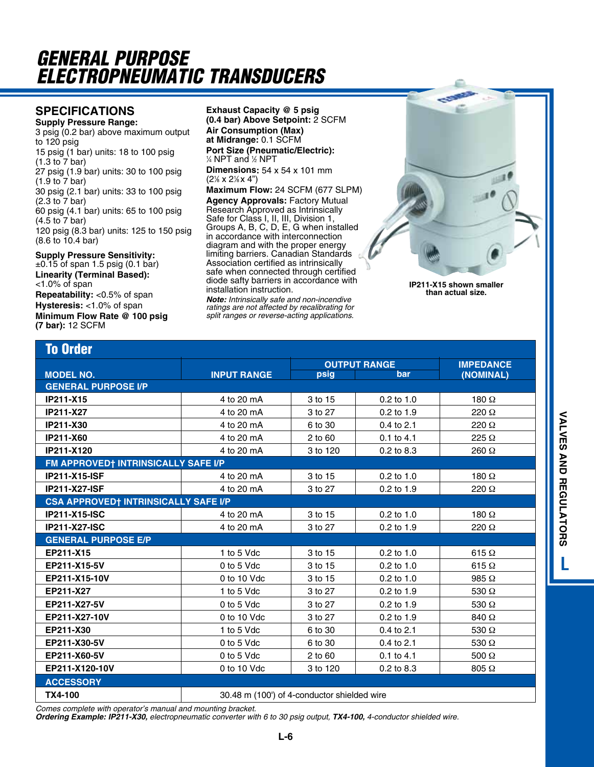# GENERAL PURPOSE ELECTROPNEUMATIC TRANSDUCERS

## SPECIFICATIONS

**Supply Pressure Range:**
3 psig (0.2 bar) above maximum output to 120 psig
15 psig (1 bar) units: 18 to 100 psig (1.3 to 7 bar)
27 psig (1.9 bar) units: 30 to 100 psig (1.9 to 7 bar)
30 psig (2.1 bar) units: 33 to 100 psig (2.3 to 7 bar)
60 psig (4.1 bar) units: 65 to 100 psig (4.5 to 7 bar)
120 psig (8.3 bar) units: 125 to 150 psig (8.6 to 10.4 bar)

**Supply Pressure Sensitivity:** ±0.15 of span 1.5 psig (0.1 bar)
**Linearity (Terminal Based):** <1.0% of span
**Repeatability:** <0.5% of span
**Hysteresis:** <1.0% of span
**Minimum Flow Rate @ 100 psig (7 bar):** 12 SCFM
**Exhaust Capacity @ 5 psig (0.4 bar) Above Setpoint:** 2 SCFM
**Air Consumption (Max) at Midrange:** 0.1 SCFM
**Port Size (Pneumatic/Electric):** ¼ NPT and ½ NPT
**Dimensions:** 54 x 54 x 101 mm (2⅛ x 2⅛ x 4")
**Maximum Flow:** 24 SCFM (677 SLPM)
**Agency Approvals:** Factory Mutual Research Approved as Intrinsically Safe for Class I, II, III, Division 1, Groups A, B, C, D, E, G when installed in accordance with interconnection diagram and with the proper energy limiting barriers. Canadian Standards Association certified as intrinsically safe when connected through certified diode safty barriers in accordance with installation instruction.

***Note:** Intrinsically safe and non-incendive ratings are not affected by recalibrating for split ranges or reverse-acting applications.*

IP211-X15 shown smaller than actual size.

## To Order

| MODEL NO. | INPUT RANGE | OUTPUT RANGE psig | OUTPUT RANGE bar | IMPEDANCE (NOMINAL) |
|---|---|---|---|---|
| **GENERAL PURPOSE I/P** | | | | |
| **IP211-X15** | 4 to 20 mA | 3 to 15 | 0.2 to 1.0 | 180 Ω |
| **IP211-X27** | 4 to 20 mA | 3 to 27 | 0.2 to 1.9 | 220 Ω |
| **IP211-X30** | 4 to 20 mA | 6 to 30 | 0.4 to 2.1 | 220 Ω |
| **IP211-X60** | 4 to 20 mA | 2 to 60 | 0.1 to 4.1 | 225 Ω |
| **IP211-X120** | 4 to 20 mA | 3 to 120 | 0.2 to 8.3 | 260 Ω |
| **FM APPROVED† INTRINSICALLY SAFE I/P** | | | | |
| **IP211-X15-ISF** | 4 to 20 mA | 3 to 15 | 0.2 to 1.0 | 180 Ω |
| **IP211-X27-ISF** | 4 to 20 mA | 3 to 27 | 0.2 to 1.9 | 220 Ω |
| **CSA APPROVED† INTRINSICALLY SAFE I/P** | | | | |
| **IP211-X15-ISC** | 4 to 20 mA | 3 to 15 | 0.2 to 1.0 | 180 Ω |
| **IP211-X27-ISC** | 4 to 20 mA | 3 to 27 | 0.2 to 1.9 | 220 Ω |
| **GENERAL PURPOSE E/P** | | | | |
| **EP211-X15** | 1 to 5 Vdc | 3 to 15 | 0.2 to 1.0 | 615 Ω |
| **EP211-X15-5V** | 0 to 5 Vdc | 3 to 15 | 0.2 to 1.0 | 615 Ω |
| **EP211-X15-10V** | 0 to 10 Vdc | 3 to 15 | 0.2 to 1.0 | 985 Ω |
| **EP211-X27** | 1 to 5 Vdc | 3 to 27 | 0.2 to 1.9 | 530 Ω |
| **EP211-X27-5V** | 0 to 5 Vdc | 3 to 27 | 0.2 to 1.9 | 530 Ω |
| **EP211-X27-10V** | 0 to 10 Vdc | 3 to 27 | 0.2 to 1.9 | 840 Ω |
| **EP211-X30** | 1 to 5 Vdc | 6 to 30 | 0.4 to 2.1 | 530 Ω |
| **EP211-X30-5V** | 0 to 5 Vdc | 6 to 30 | 0.4 to 2.1 | 530 Ω |
| **EP211-X60-5V** | 0 to 5 Vdc | 2 to 60 | 0.1 to 4.1 | 500 Ω |
| **EP211-X120-10V** | 0 to 10 Vdc | 3 to 120 | 0.2 to 8.3 | 805 Ω |
| **ACCESSORY** | | | | |
| **TX4-100** | 30.48 m (100') of 4-conductor shielded wire | | | |

*Comes complete with operator's manual and mounting bracket.*
***Ordering Example: IP211-X30,** electropneumatic converter with 6 to 30 psig output, **TX4-100,** 4-conductor shielded wire.*